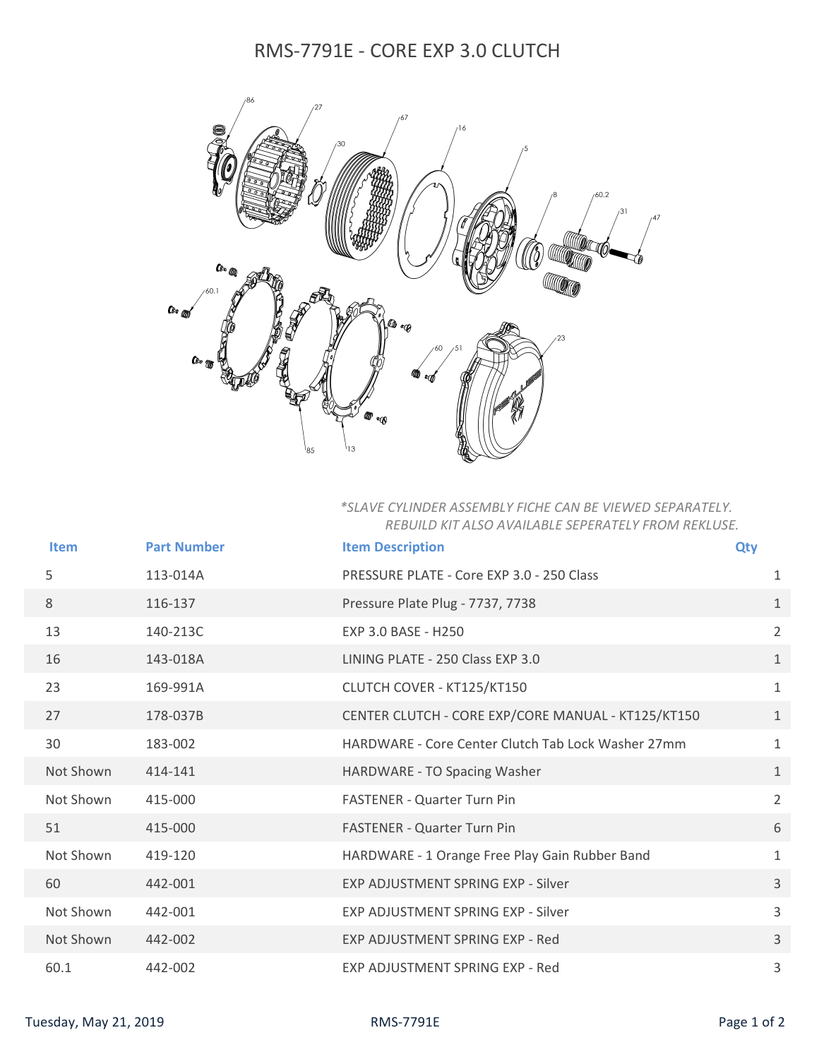# RMS-7791E - CORE EXP 3.0 CLUTCH

*\*SLAVE CYLINDER ASSEMBLY FICHE CAN BE VIEWED SEPARATELY. REBUILD KIT ALSO AVAILABLE SEPERATELY FROM REKLUSE.*

| Item | Part Number | Item Description | Qty |
|---|---|---|---|
| 5 | 113-014A | PRESSURE PLATE - Core EXP 3.0 - 250 Class | 1 |
| 8 | 116-137 | Pressure Plate Plug - 7737, 7738 | 1 |
| 13 | 140-213C | EXP 3.0 BASE - H250 | 2 |
| 16 | 143-018A | LINING PLATE - 250 Class EXP 3.0 | 1 |
| 23 | 169-991A | CLUTCH COVER - KT125/KT150 | 1 |
| 27 | 178-037B | CENTER CLUTCH - CORE EXP/CORE MANUAL - KT125/KT150 | 1 |
| 30 | 183-002 | HARDWARE - Core Center Clutch Tab Lock Washer 27mm | 1 |
| Not Shown | 414-141 | HARDWARE - TO Spacing Washer | 1 |
| Not Shown | 415-000 | FASTENER - Quarter Turn Pin | 2 |
| 51 | 415-000 | FASTENER - Quarter Turn Pin | 6 |
| Not Shown | 419-120 | HARDWARE - 1 Orange Free Play Gain Rubber Band | 1 |
| 60 | 442-001 | EXP ADJUSTMENT SPRING EXP - Silver | 3 |
| Not Shown | 442-001 | EXP ADJUSTMENT SPRING EXP - Silver | 3 |
| Not Shown | 442-002 | EXP ADJUSTMENT SPRING EXP - Red | 3 |
| 60.1 | 442-002 | EXP ADJUSTMENT SPRING EXP - Red | 3 |

Tuesday, May 21, 2019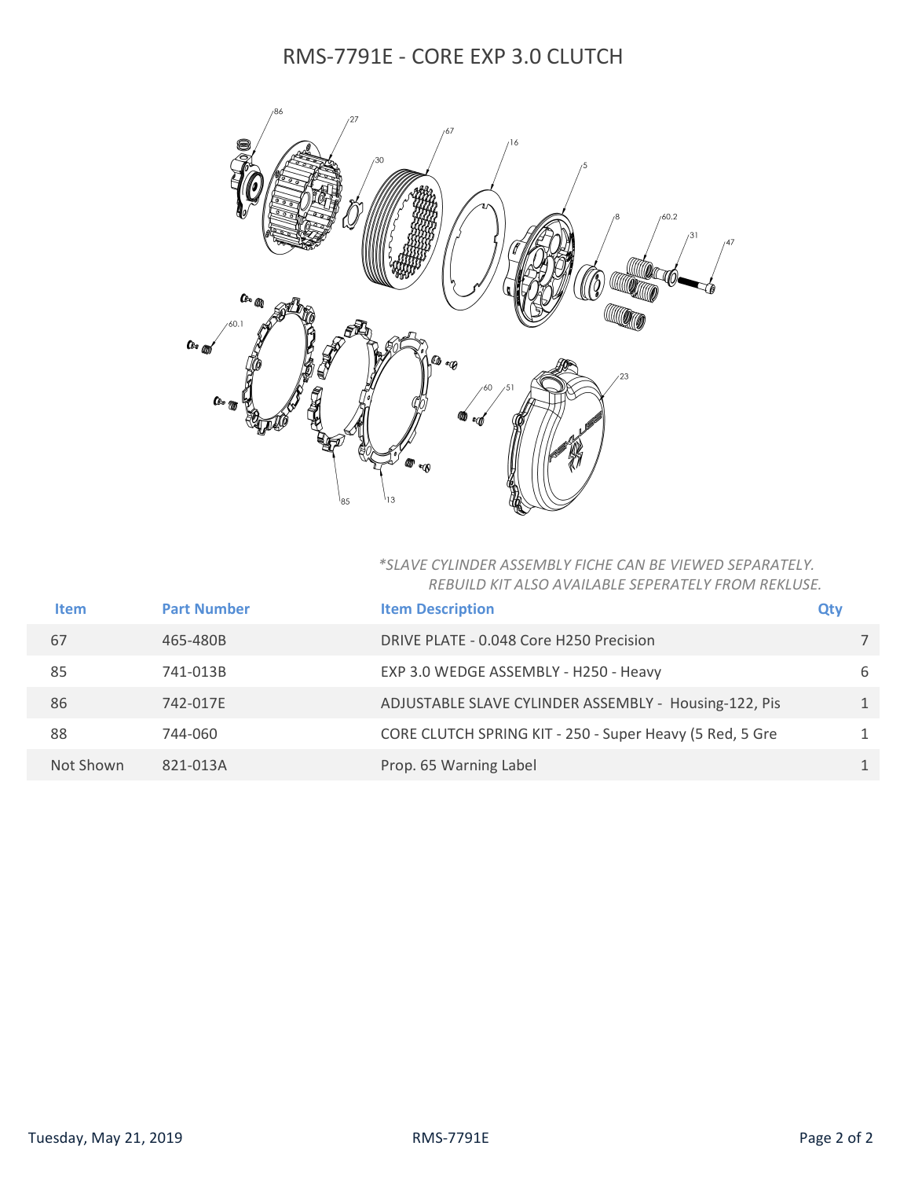# RMS-7791E - CORE EXP 3.0 CLUTCH

*\*SLAVE CYLINDER ASSEMBLY FICHE CAN BE VIEWED SEPARATELY. REBUILD KIT ALSO AVAILABLE SEPERATELY FROM REKLUSE.*

| Item | Part Number | Item Description | Qty |
|---|---|---|---|
| 67 | 465-480B | DRIVE PLATE - 0.048 Core H250 Precision | 7 |
| 85 | 741-013B | EXP 3.0 WEDGE ASSEMBLY - H250 - Heavy | 6 |
| 86 | 742-017E | ADJUSTABLE SLAVE CYLINDER ASSEMBLY - Housing-122, Pis | 1 |
| 88 | 744-060 | CORE CLUTCH SPRING KIT - 250 - Super Heavy (5 Red, 5 Gre | 1 |
| Not Shown | 821-013A | Prop. 65 Warning Label | 1 |

Tuesday, May 21, 2019